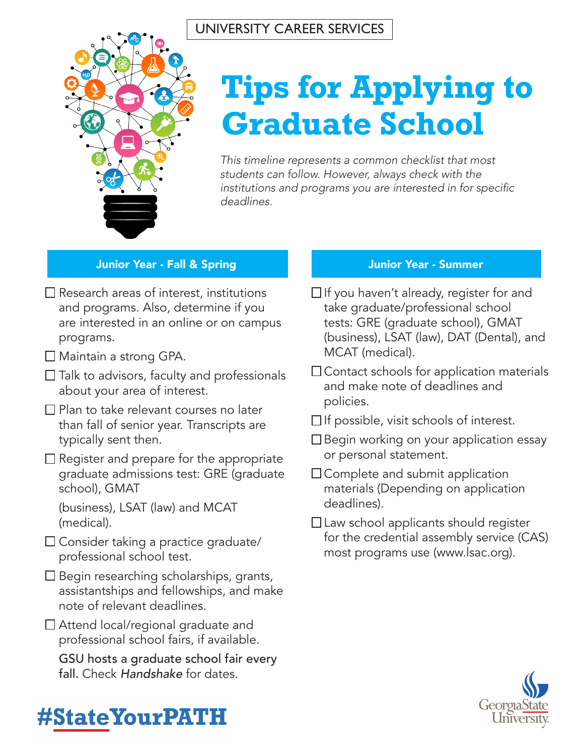UNIVERSITY CAREER SERVICES

# Tips for Applying to Graduate School

*This timeline represents a common checklist that most students can follow. However, always check with the institutions and programs you are interested in for specific deadlines.*

## Junior Year - Fall & Spring

- ☐ Research areas of interest, institutions and programs. Also, determine if you are interested in an online or on campus programs.
- ☐ Maintain a strong GPA.
- ☐ Talk to advisors, faculty and professionals about your area of interest.
- ☐ Plan to take relevant courses no later than fall of senior year. Transcripts are typically sent then.
- ☐ Register and prepare for the appropriate graduate admissions test: GRE (graduate school), GMAT (business), LSAT (law) and MCAT (medical).
- ☐ Consider taking a practice graduate/ professional school test.
- ☐ Begin researching scholarships, grants, assistantships and fellowships, and make note of relevant deadlines.
- ☐ Attend local/regional graduate and professional school fairs, if available.

  GSU hosts a graduate school fair every fall. Check *Handshake* for dates.

## Junior Year - Summer

- ☐ If you haven't already, register for and take graduate/professional school tests: GRE (graduate school), GMAT (business), LSAT (law), DAT (Dental), and MCAT (medical).
- ☐ Contact schools for application materials and make note of deadlines and policies.
- ☐ If possible, visit schools of interest.
- ☐ Begin working on your application essay or personal statement.
- ☐ Complete and submit application materials (Depending on application deadlines).
- ☐ Law school applicants should register for the credential assembly service (CAS) most programs use (www.lsac.org).

**#StateYourPATH**

Georgia State University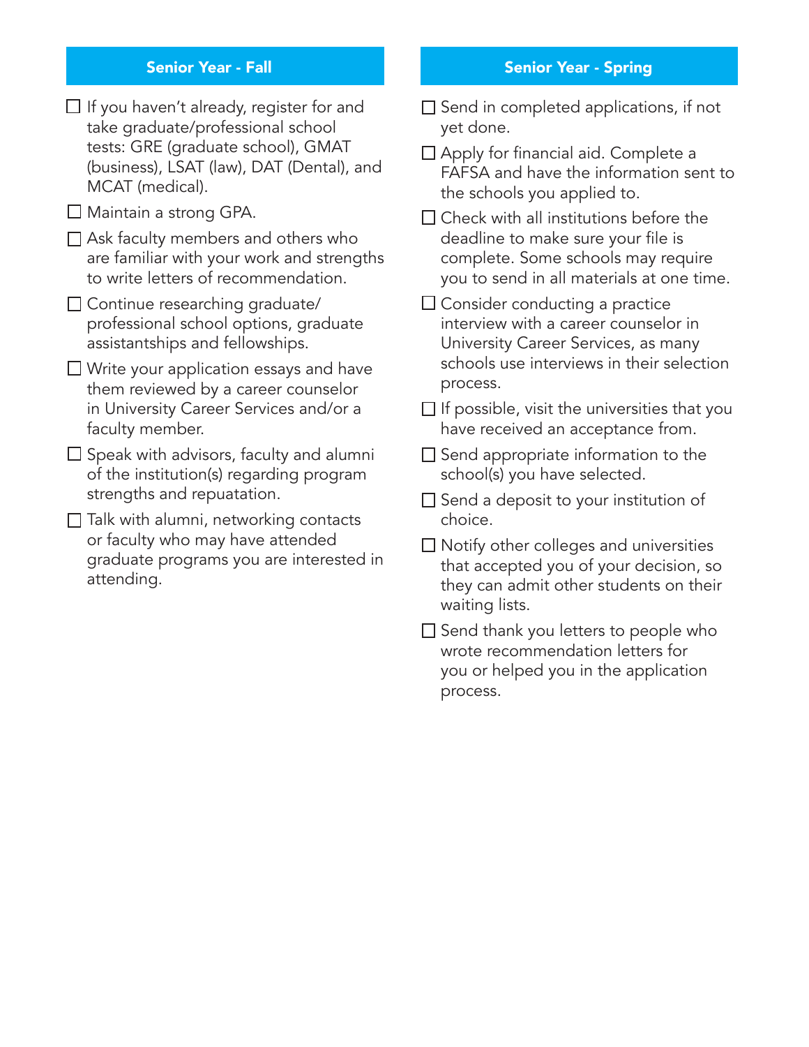## Senior Year - Fall

- [ ] If you haven't already, register for and take graduate/professional school tests: GRE (graduate school), GMAT (business), LSAT (law), DAT (Dental), and MCAT (medical).
- [ ] Maintain a strong GPA.
- [ ] Ask faculty members and others who are familiar with your work and strengths to write letters of recommendation.
- [ ] Continue researching graduate/ professional school options, graduate assistantships and fellowships.
- [ ] Write your application essays and have them reviewed by a career counselor in University Career Services and/or a faculty member.
- [ ] Speak with advisors, faculty and alumni of the institution(s) regarding program strengths and repuatation.
- [ ] Talk with alumni, networking contacts or faculty who may have attended graduate programs you are interested in attending.

## Senior Year - Spring

- [ ] Send in completed applications, if not yet done.
- [ ] Apply for financial aid. Complete a FAFSA and have the information sent to the schools you applied to.
- [ ] Check with all institutions before the deadline to make sure your file is complete. Some schools may require you to send in all materials at one time.
- [ ] Consider conducting a practice interview with a career counselor in University Career Services, as many schools use interviews in their selection process.
- [ ] If possible, visit the universities that you have received an acceptance from.
- [ ] Send appropriate information to the school(s) you have selected.
- [ ] Send a deposit to your institution of choice.
- [ ] Notify other colleges and universities that accepted you of your decision, so they can admit other students on their waiting lists.
- [ ] Send thank you letters to people who wrote recommendation letters for you or helped you in the application process.